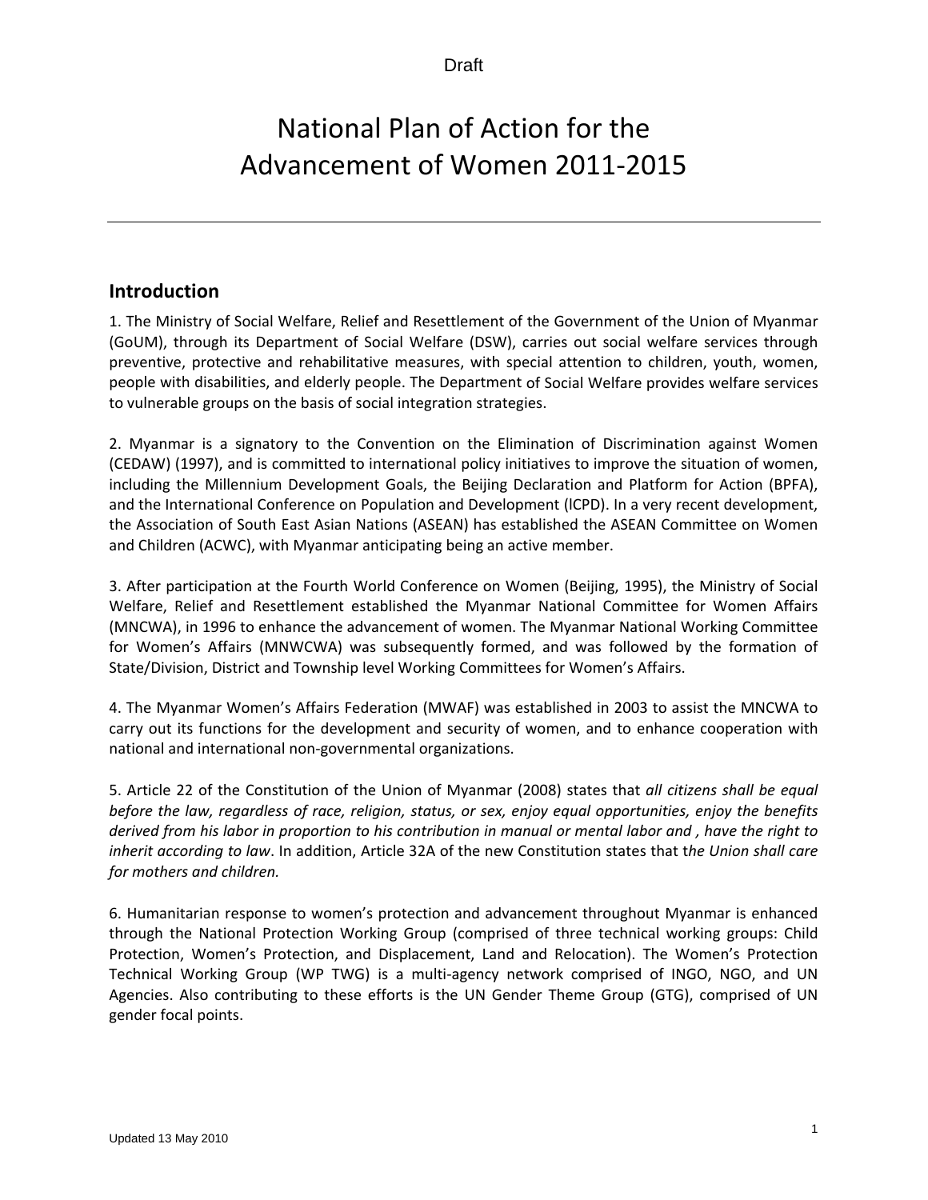Draft

# National Plan of Action for the Advancement of Women 2011-2015

## Introduction

1. The Ministry of Social Welfare, Relief and Resettlement of the Government of the Union of Myanmar (GoUM), through its Department of Social Welfare (DSW), carries out social welfare services through preventive, protective and rehabilitative measures, with special attention to children, youth, women, people with disabilities, and elderly people. The Department of Social Welfare provides welfare services to vulnerable groups on the basis of social integration strategies.

2. Myanmar is a signatory to the Convention on the Elimination of Discrimination against Women (CEDAW) (1997), and is committed to international policy initiatives to improve the situation of women, including the Millennium Development Goals, the Beijing Declaration and Platform for Action (BPFA), and the International Conference on Population and Development (lCPD). In a very recent development, the Association of South East Asian Nations (ASEAN) has established the ASEAN Committee on Women and Children (ACWC), with Myanmar anticipating being an active member.

3. After participation at the Fourth World Conference on Women (Beijing, 1995), the Ministry of Social Welfare, Relief and Resettlement established the Myanmar National Committee for Women Affairs (MNCWA), in 1996 to enhance the advancement of women. The Myanmar National Working Committee for Women's Affairs (MNWCWA) was subsequently formed, and was followed by the formation of State/Division, District and Township level Working Committees for Women's Affairs.

4. The Myanmar Women's Affairs Federation (MWAF) was established in 2003 to assist the MNCWA to carry out its functions for the development and security of women, and to enhance cooperation with national and international non-governmental organizations.

5. Article 22 of the Constitution of the Union of Myanmar (2008) states that *all citizens shall be equal before the law, regardless of race, religion, status, or sex, enjoy equal opportunities, enjoy the benefits derived from his labor in proportion to his contribution in manual or mental labor and , have the right to inherit according to law*. In addition, Article 32A of the new Constitution states that t*he Union shall care for mothers and children.*

6. Humanitarian response to women's protection and advancement throughout Myanmar is enhanced through the National Protection Working Group (comprised of three technical working groups: Child Protection, Women's Protection, and Displacement, Land and Relocation). The Women's Protection Technical Working Group (WP TWG) is a multi-agency network comprised of INGO, NGO, and UN Agencies. Also contributing to these efforts is the UN Gender Theme Group (GTG), comprised of UN gender focal points.

Updated 13 May 2010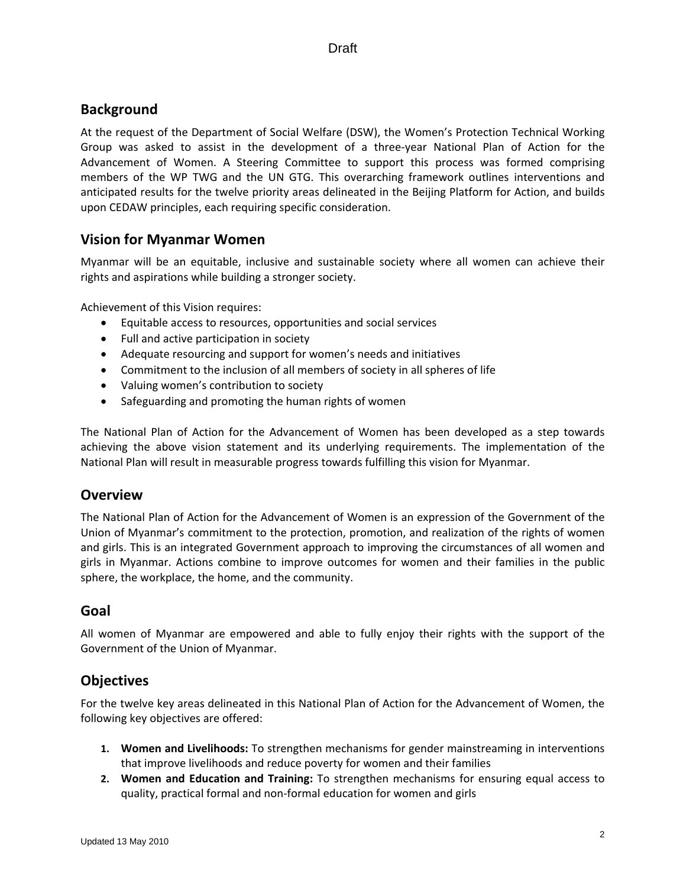## Background

At the request of the Department of Social Welfare (DSW), the Women's Protection Technical Working Group was asked to assist in the development of a three-year National Plan of Action for the Advancement of Women. A Steering Committee to support this process was formed comprising members of the WP TWG and the UN GTG. This overarching framework outlines interventions and anticipated results for the twelve priority areas delineated in the Beijing Platform for Action, and builds upon CEDAW principles, each requiring specific consideration.

## Vision for Myanmar Women

Myanmar will be an equitable, inclusive and sustainable society where all women can achieve their rights and aspirations while building a stronger society.

Achievement of this Vision requires:

- Equitable access to resources, opportunities and social services
- Full and active participation in society
- Adequate resourcing and support for women's needs and initiatives
- Commitment to the inclusion of all members of society in all spheres of life
- Valuing women's contribution to society
- Safeguarding and promoting the human rights of women

The National Plan of Action for the Advancement of Women has been developed as a step towards achieving the above vision statement and its underlying requirements. The implementation of the National Plan will result in measurable progress towards fulfilling this vision for Myanmar.

## Overview

The National Plan of Action for the Advancement of Women is an expression of the Government of the Union of Myanmar's commitment to the protection, promotion, and realization of the rights of women and girls. This is an integrated Government approach to improving the circumstances of all women and girls in Myanmar. Actions combine to improve outcomes for women and their families in the public sphere, the workplace, the home, and the community.

## Goal

All women of Myanmar are empowered and able to fully enjoy their rights with the support of the Government of the Union of Myanmar.

## Objectives

For the twelve key areas delineated in this National Plan of Action for the Advancement of Women, the following key objectives are offered:

1. **Women and Livelihoods:** To strengthen mechanisms for gender mainstreaming in interventions that improve livelihoods and reduce poverty for women and their families
2. **Women and Education and Training:** To strengthen mechanisms for ensuring equal access to quality, practical formal and non-formal education for women and girls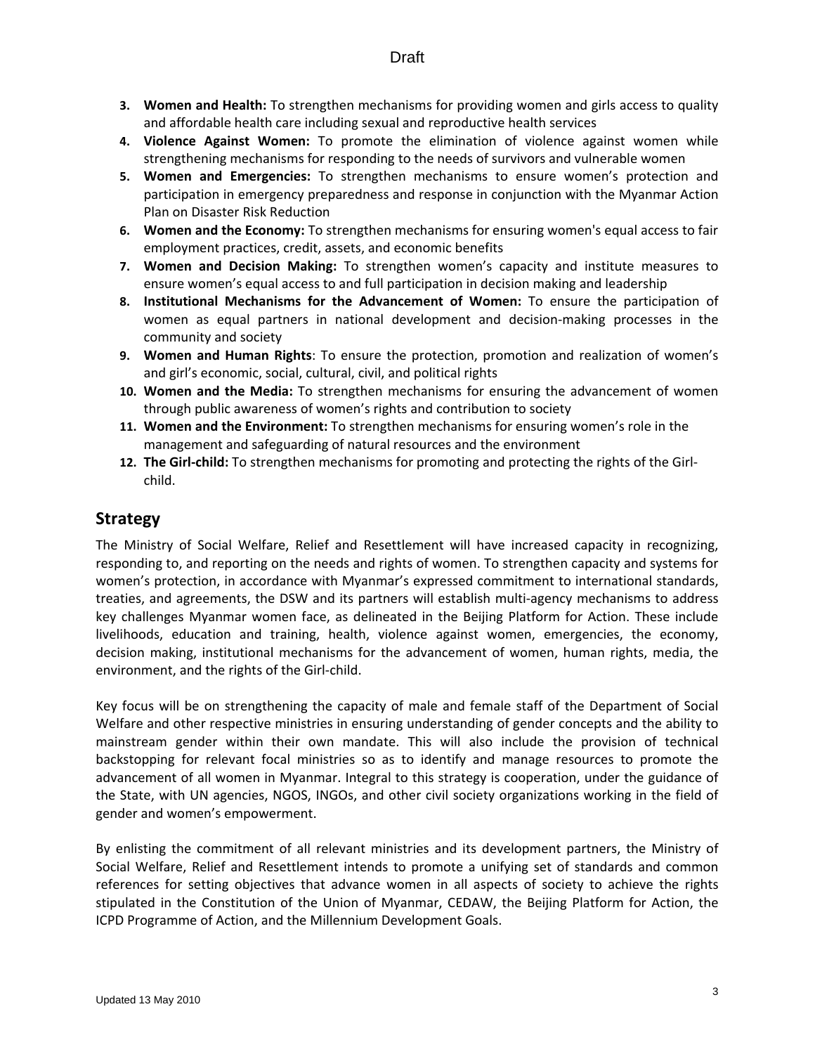3. **Women and Health:** To strengthen mechanisms for providing women and girls access to quality and affordable health care including sexual and reproductive health services
4. **Violence Against Women:** To promote the elimination of violence against women while strengthening mechanisms for responding to the needs of survivors and vulnerable women
5. **Women and Emergencies:** To strengthen mechanisms to ensure women's protection and participation in emergency preparedness and response in conjunction with the Myanmar Action Plan on Disaster Risk Reduction
6. **Women and the Economy:** To strengthen mechanisms for ensuring women's equal access to fair employment practices, credit, assets, and economic benefits
7. **Women and Decision Making:** To strengthen women's capacity and institute measures to ensure women's equal access to and full participation in decision making and leadership
8. **Institutional Mechanisms for the Advancement of Women:** To ensure the participation of women as equal partners in national development and decision-making processes in the community and society
9. **Women and Human Rights**: To ensure the protection, promotion and realization of women's and girl's economic, social, cultural, civil, and political rights
10. **Women and the Media:** To strengthen mechanisms for ensuring the advancement of women through public awareness of women's rights and contribution to society
11. **Women and the Environment:** To strengthen mechanisms for ensuring women's role in the management and safeguarding of natural resources and the environment
12. **The Girl-child:** To strengthen mechanisms for promoting and protecting the rights of the Girl-child.

## Strategy

The Ministry of Social Welfare, Relief and Resettlement will have increased capacity in recognizing, responding to, and reporting on the needs and rights of women. To strengthen capacity and systems for women's protection, in accordance with Myanmar's expressed commitment to international standards, treaties, and agreements, the DSW and its partners will establish multi-agency mechanisms to address key challenges Myanmar women face, as delineated in the Beijing Platform for Action. These include livelihoods, education and training, health, violence against women, emergencies, the economy, decision making, institutional mechanisms for the advancement of women, human rights, media, the environment, and the rights of the Girl-child.

Key focus will be on strengthening the capacity of male and female staff of the Department of Social Welfare and other respective ministries in ensuring understanding of gender concepts and the ability to mainstream gender within their own mandate. This will also include the provision of technical backstopping for relevant focal ministries so as to identify and manage resources to promote the advancement of all women in Myanmar. Integral to this strategy is cooperation, under the guidance of the State, with UN agencies, NGOS, INGOs, and other civil society organizations working in the field of gender and women's empowerment.

By enlisting the commitment of all relevant ministries and its development partners, the Ministry of Social Welfare, Relief and Resettlement intends to promote a unifying set of standards and common references for setting objectives that advance women in all aspects of society to achieve the rights stipulated in the Constitution of the Union of Myanmar, CEDAW, the Beijing Platform for Action, the ICPD Programme of Action, and the Millennium Development Goals.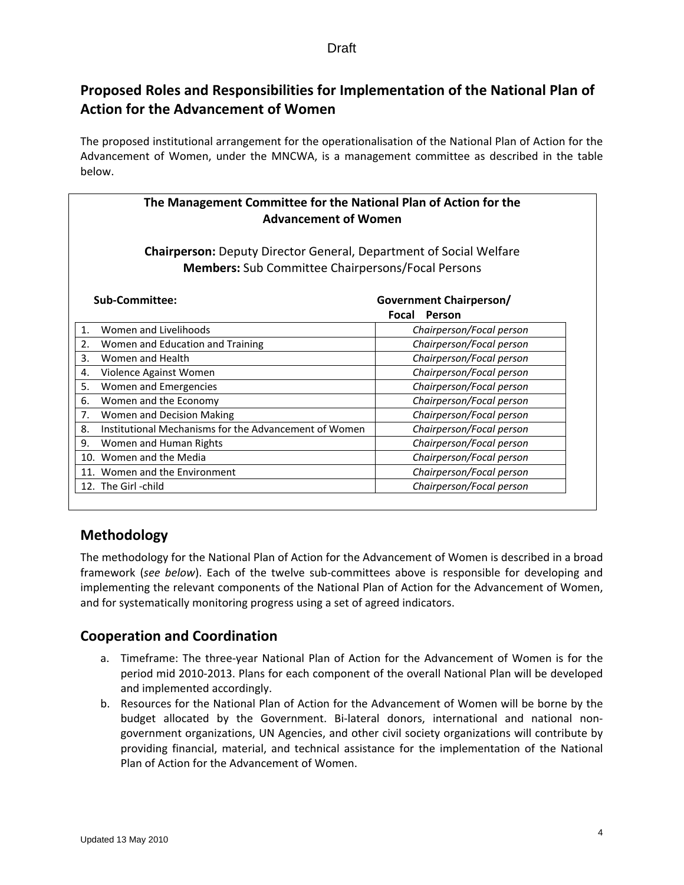## Proposed Roles and Responsibilities for Implementation of the National Plan of Action for the Advancement of Women

The proposed institutional arrangement for the operationalisation of the National Plan of Action for the Advancement of Women, under the MNCWA, is a management committee as described in the table below.

**The Management Committee for the National Plan of Action for the Advancement of Women**

**Chairperson:** Deputy Director General, Department of Social Welfare
**Members:** Sub Committee Chairpersons/Focal Persons

| Sub-Committee: | Government Chairperson/ Focal Person |
|---|---|
| 1. Women and Livelihoods | *Chairperson/Focal person* |
| 2. Women and Education and Training | *Chairperson/Focal person* |
| 3. Women and Health | *Chairperson/Focal person* |
| 4. Violence Against Women | *Chairperson/Focal person* |
| 5. Women and Emergencies | *Chairperson/Focal person* |
| 6. Women and the Economy | *Chairperson/Focal person* |
| 7. Women and Decision Making | *Chairperson/Focal person* |
| 8. Institutional Mechanisms for the Advancement of Women | *Chairperson/Focal person* |
| 9. Women and Human Rights | *Chairperson/Focal person* |
| 10. Women and the Media | *Chairperson/Focal person* |
| 11. Women and the Environment | *Chairperson/Focal person* |
| 12. The Girl -child | *Chairperson/Focal person* |

## Methodology

The methodology for the National Plan of Action for the Advancement of Women is described in a broad framework (*see below*). Each of the twelve sub-committees above is responsible for developing and implementing the relevant components of the National Plan of Action for the Advancement of Women, and for systematically monitoring progress using a set of agreed indicators.

## Cooperation and Coordination

a. Timeframe: The three-year National Plan of Action for the Advancement of Women is for the period mid 2010-2013. Plans for each component of the overall National Plan will be developed and implemented accordingly.

b. Resources for the National Plan of Action for the Advancement of Women will be borne by the budget allocated by the Government. Bi-lateral donors, international and national non-government organizations, UN Agencies, and other civil society organizations will contribute by providing financial, material, and technical assistance for the implementation of the National Plan of Action for the Advancement of Women.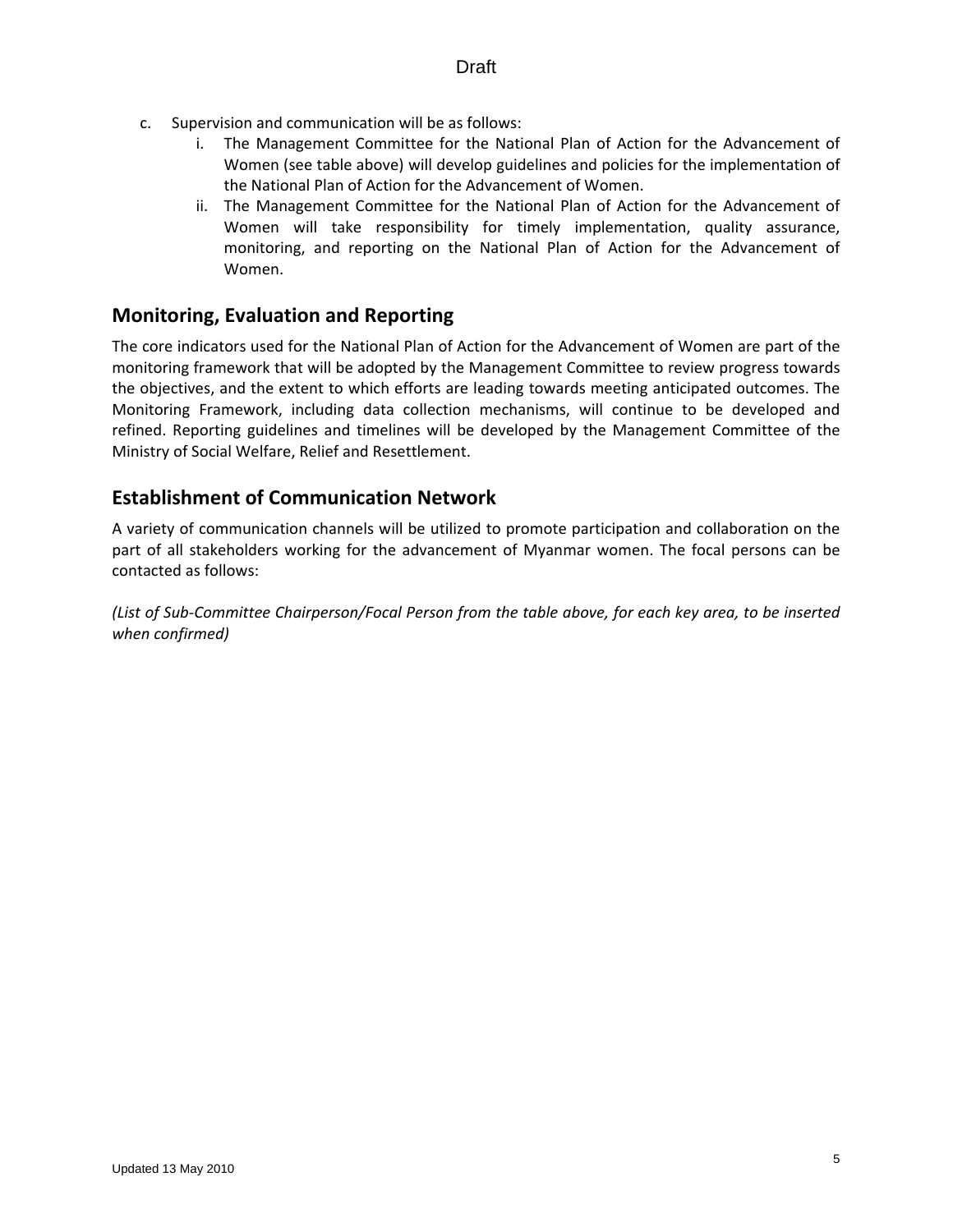c. Supervision and communication will be as follows:
   i. The Management Committee for the National Plan of Action for the Advancement of Women (see table above) will develop guidelines and policies for the implementation of the National Plan of Action for the Advancement of Women.
   ii. The Management Committee for the National Plan of Action for the Advancement of Women will take responsibility for timely implementation, quality assurance, monitoring, and reporting on the National Plan of Action for the Advancement of Women.

## Monitoring, Evaluation and Reporting

The core indicators used for the National Plan of Action for the Advancement of Women are part of the monitoring framework that will be adopted by the Management Committee to review progress towards the objectives, and the extent to which efforts are leading towards meeting anticipated outcomes. The Monitoring Framework, including data collection mechanisms, will continue to be developed and refined. Reporting guidelines and timelines will be developed by the Management Committee of the Ministry of Social Welfare, Relief and Resettlement.

## Establishment of Communication Network

A variety of communication channels will be utilized to promote participation and collaboration on the part of all stakeholders working for the advancement of Myanmar women. The focal persons can be contacted as follows:

*(List of Sub-Committee Chairperson/Focal Person from the table above, for each key area, to be inserted when confirmed)*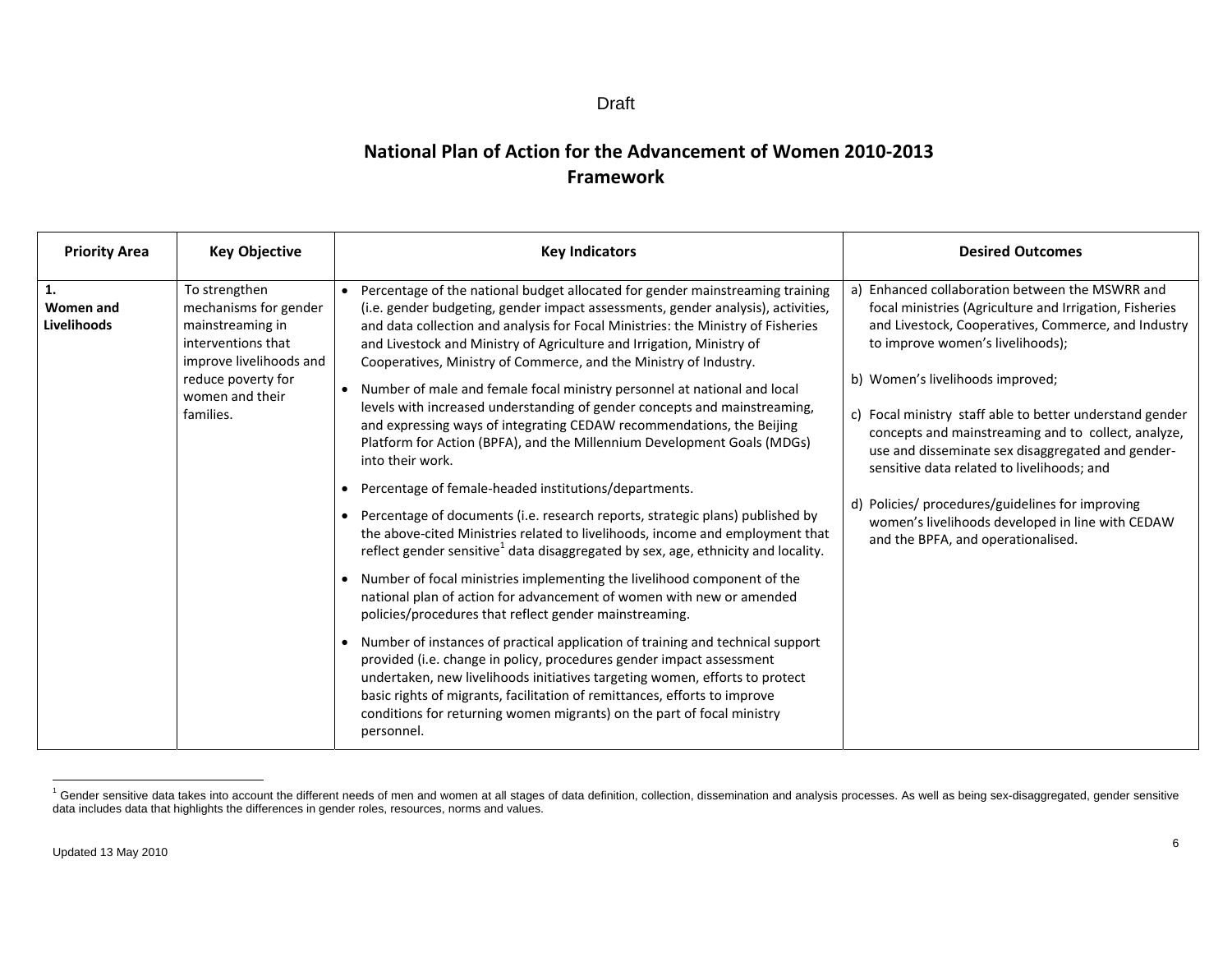Draft

# National Plan of Action for the Advancement of Women 2010-2013
## Framework

| Priority Area | Key Objective | Key Indicators | Desired Outcomes |
|---|---|---|---|
| **1. Women and Livelihoods** | To strengthen mechanisms for gender mainstreaming in interventions that improve livelihoods and reduce poverty for women and their families. | • Percentage of the national budget allocated for gender mainstreaming training (i.e. gender budgeting, gender impact assessments, gender analysis), activities, and data collection and analysis for Focal Ministries: the Ministry of Fisheries and Livestock and Ministry of Agriculture and Irrigation, Ministry of Cooperatives, Ministry of Commerce, and the Ministry of Industry.<br>• Number of male and female focal ministry personnel at national and local levels with increased understanding of gender concepts and mainstreaming, and expressing ways of integrating CEDAW recommendations, the Beijing Platform for Action (BPFA), and the Millennium Development Goals (MDGs) into their work.<br>• Percentage of female-headed institutions/departments.<br>• Percentage of documents (i.e. research reports, strategic plans) published by the above-cited Ministries related to livelihoods, income and employment that reflect gender sensitive[1] data disaggregated by sex, age, ethnicity and locality.<br>• Number of focal ministries implementing the livelihood component of the national plan of action for advancement of women with new or amended policies/procedures that reflect gender mainstreaming.<br>• Number of instances of practical application of training and technical support provided (i.e. change in policy, procedures gender impact assessment undertaken, new livelihoods initiatives targeting women, efforts to protect basic rights of migrants, facilitation of remittances, efforts to improve conditions for returning women migrants) on the part of focal ministry personnel. | a) Enhanced collaboration between the MSWRR and focal ministries (Agriculture and Irrigation, Fisheries and Livestock, Cooperatives, Commerce, and Industry to improve women's livelihoods);<br><br>b) Women's livelihoods improved;<br><br>c) Focal ministry staff able to better understand gender concepts and mainstreaming and to collect, analyze, use and disseminate sex disaggregated and gender-sensitive data related to livelihoods; and<br><br>d) Policies/ procedures/guidelines for improving women's livelihoods developed in line with CEDAW and the BPFA, and operationalised. |

[1] Gender sensitive data takes into account the different needs of men and women at all stages of data definition, collection, dissemination and analysis processes. As well as being sex-disaggregated, gender sensitive data includes data that highlights the differences in gender roles, resources, norms and values.

Updated 13 May 2010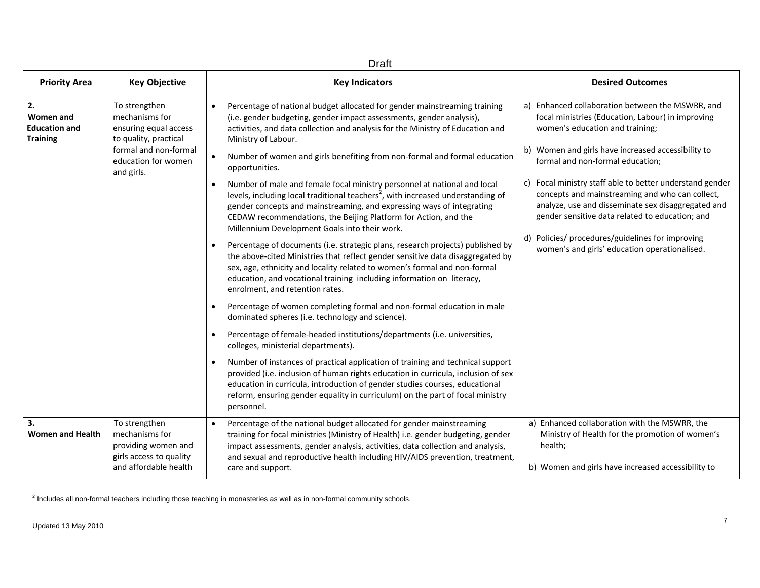Draft

| Priority Area | Key Objective | Key Indicators | Desired Outcomes |
| --- | --- | --- | --- |
| **2. Women and Education and Training** | To strengthen mechanisms for ensuring equal access to quality, practical formal and non-formal education for women and girls. | • Percentage of national budget allocated for gender mainstreaming training (i.e. gender budgeting, gender impact assessments, gender analysis), activities, and data collection and analysis for the Ministry of Education and Ministry of Labour.<br>• Number of women and girls benefiting from non-formal and formal education opportunities.<br>• Number of male and female focal ministry personnel at national and local levels, including local traditional teachers[2], with increased understanding of gender concepts and mainstreaming, and expressing ways of integrating CEDAW recommendations, the Beijing Platform for Action, and the Millennium Development Goals into their work.<br>• Percentage of documents (i.e. strategic plans, research projects) published by the above-cited Ministries that reflect gender sensitive data disaggregated by sex, age, ethnicity and locality related to women's formal and non-formal education, and vocational training including information on literacy, enrolment, and retention rates.<br>• Percentage of women completing formal and non-formal education in male dominated spheres (i.e. technology and science).<br>• Percentage of female-headed institutions/departments (i.e. universities, colleges, ministerial departments).<br>• Number of instances of practical application of training and technical support provided (i.e. inclusion of human rights education in curricula, inclusion of sex education in curricula, introduction of gender studies courses, educational reform, ensuring gender equality in curriculum) on the part of focal ministry personnel. | a) Enhanced collaboration between the MSWRR, and focal ministries (Education, Labour) in improving women's education and training;<br>b) Women and girls have increased accessibility to formal and non-formal education;<br>c) Focal ministry staff able to better understand gender concepts and mainstreaming and who can collect, analyze, use and disseminate sex disaggregated and gender sensitive data related to education; and<br>d) Policies/ procedures/guidelines for improving women's and girls' education operationalised. |
| **3. Women and Health** | To strengthen mechanisms for providing women and girls access to quality and affordable health | • Percentage of the national budget allocated for gender mainstreaming training for focal ministries (Ministry of Health) i.e. gender budgeting, gender impact assessments, gender analysis, activities, data collection and analysis, and sexual and reproductive health including HIV/AIDS prevention, treatment, care and support. | a) Enhanced collaboration with the MSWRR, the Ministry of Health for the promotion of women's health;<br>b) Women and girls have increased accessibility to |

[2] Includes all non-formal teachers including those teaching in monasteries as well as in non-formal community schools.

Updated 13 May 2010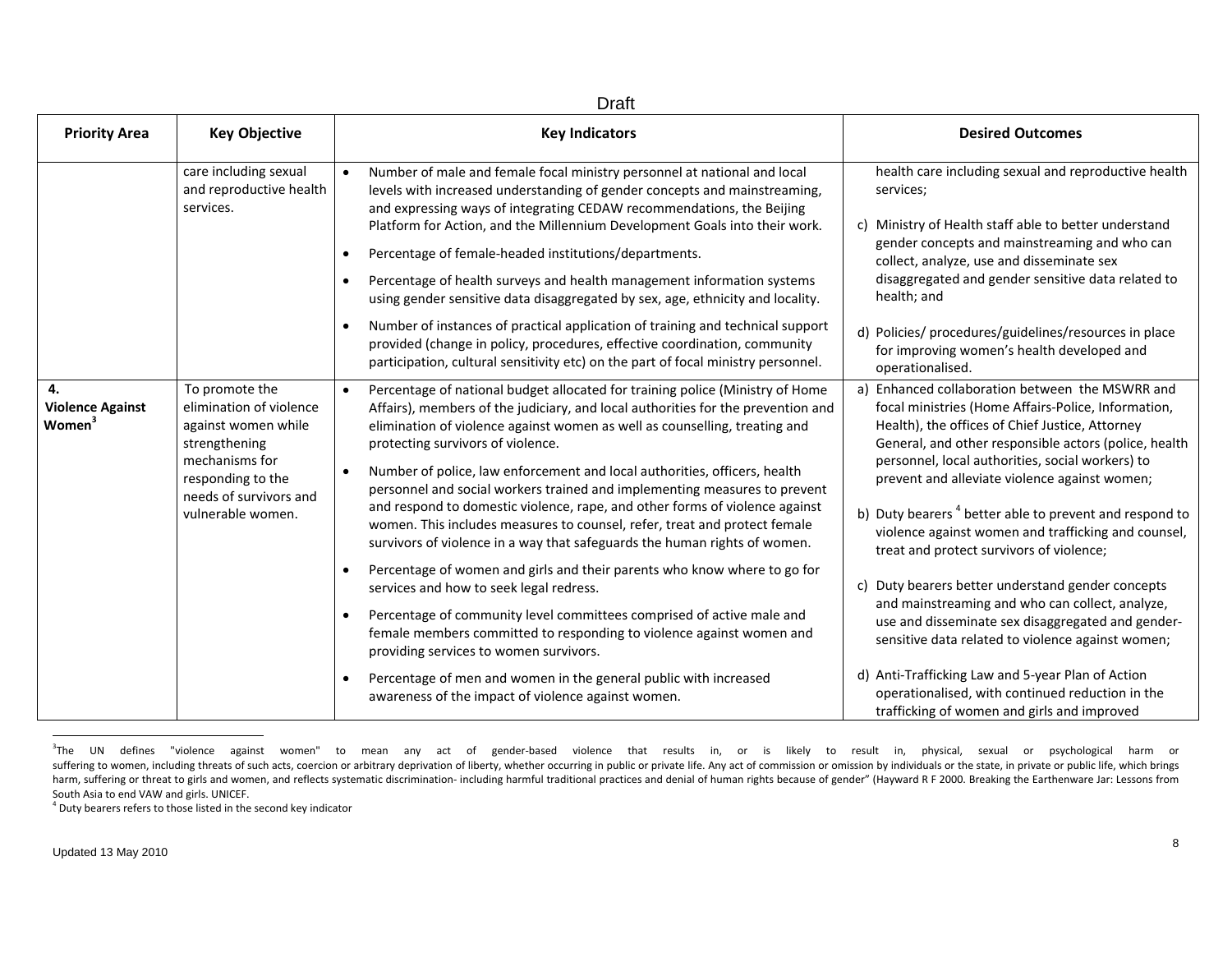Draft

| Priority Area | Key Objective | Key Indicators | Desired Outcomes |
|---|---|---|---|
| | care including sexual and reproductive health services. | • Number of male and female focal ministry personnel at national and local levels with increased understanding of gender concepts and mainstreaming, and expressing ways of integrating CEDAW recommendations, the Beijing Platform for Action, and the Millennium Development Goals into their work.<br>• Percentage of female-headed institutions/departments.<br>• Percentage of health surveys and health management information systems using gender sensitive data disaggregated by sex, age, ethnicity and locality.<br>• Number of instances of practical application of training and technical support provided (change in policy, procedures, effective coordination, community participation, cultural sensitivity etc) on the part of focal ministry personnel. | health care including sexual and reproductive health services;<br>c) Ministry of Health staff able to better understand gender concepts and mainstreaming and who can collect, analyze, use and disseminate sex disaggregated and gender sensitive data related to health; and<br>d) Policies/ procedures/guidelines/resources in place for improving women's health developed and operationalised. |
| **4. Violence Against Women**[3] | To promote the elimination of violence against women while strengthening mechanisms for responding to the needs of survivors and vulnerable women. | • Percentage of national budget allocated for training police (Ministry of Home Affairs), members of the judiciary, and local authorities for the prevention and elimination of violence against women as well as counselling, treating and protecting survivors of violence.<br>• Number of police, law enforcement and local authorities, officers, health personnel and social workers trained and implementing measures to prevent and respond to domestic violence, rape, and other forms of violence against women. This includes measures to counsel, refer, treat and protect female survivors of violence in a way that safeguards the human rights of women.<br>• Percentage of women and girls and their parents who know where to go for services and how to seek legal redress.<br>• Percentage of community level committees comprised of active male and female members committed to responding to violence against women and providing services to women survivors.<br>• Percentage of men and women in the general public with increased awareness of the impact of violence against women. | a) Enhanced collaboration between the MSWRR and focal ministries (Home Affairs-Police, Information, Health), the offices of Chief Justice, Attorney General, and other responsible actors (police, health personnel, local authorities, social workers) to prevent and alleviate violence against women;<br>b) Duty bearers [4] better able to prevent and respond to violence against women and trafficking and counsel, treat and protect survivors of violence;<br>c) Duty bearers better understand gender concepts and mainstreaming and who can collect, analyze, use and disseminate sex disaggregated and gender-sensitive data related to violence against women;<br>d) Anti-Trafficking Law and 5-year Plan of Action operationalised, with continued reduction in the trafficking of women and girls and improved |

[3] The UN defines "violence against women" to mean any act of gender-based violence that results in, or is likely to result in, physical, sexual or psychological harm or suffering to women, including threats of such acts, coercion or arbitrary deprivation of liberty, whether occurring in public or private life. Any act of commission or omission by individuals or the state, in private or public life, which brings harm, suffering or threat to girls and women, and reflects systematic discrimination- including harmful traditional practices and denial of human rights because of gender" (Hayward R F 2000. Breaking the Earthenware Jar: Lessons from South Asia to end VAW and girls. UNICEF.

[4] Duty bearers refers to those listed in the second key indicator

Updated 13 May 2010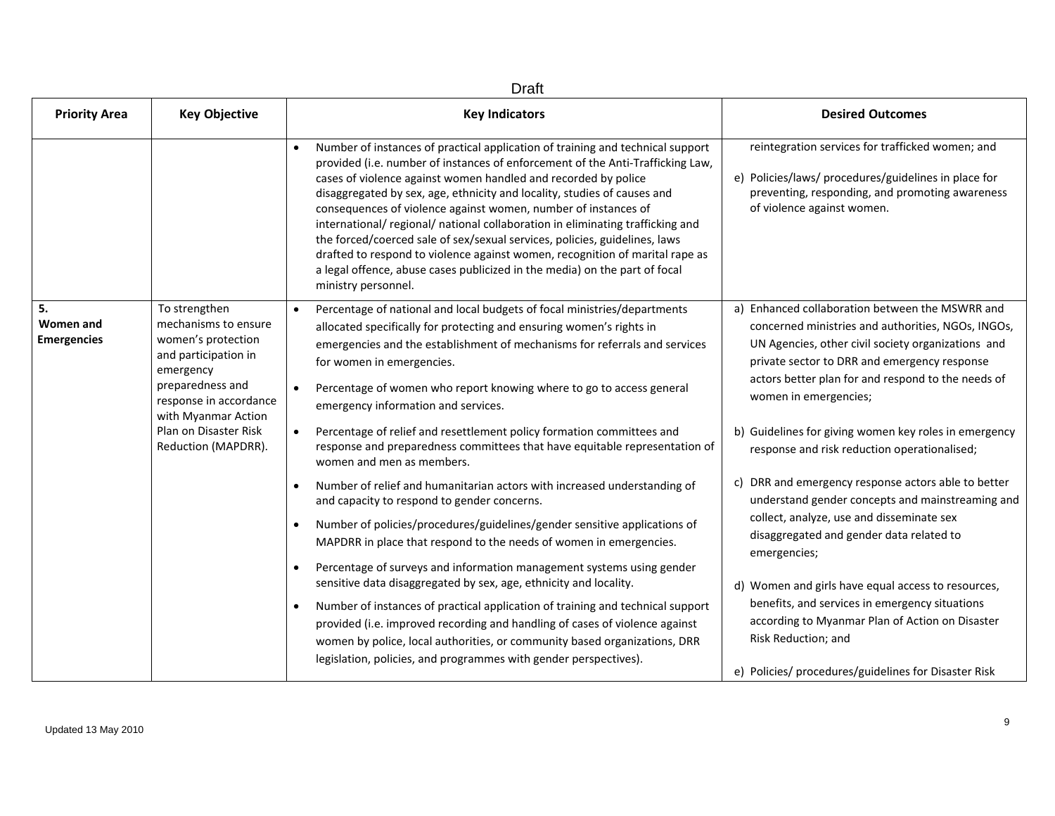Draft

| Priority Area | Key Objective | Key Indicators | Desired Outcomes |
| --- | --- | --- | --- |
| | | • Number of instances of practical application of training and technical support provided (i.e. number of instances of enforcement of the Anti-Trafficking Law, cases of violence against women handled and recorded by police disaggregated by sex, age, ethnicity and locality, studies of causes and consequences of violence against women, number of instances of international/ regional/ national collaboration in eliminating trafficking and the forced/coerced sale of sex/sexual services, policies, guidelines, laws drafted to respond to violence against women, recognition of marital rape as a legal offence, abuse cases publicized in the media) on the part of focal ministry personnel. | reintegration services for trafficked women; and<br><br>e) Policies/laws/ procedures/guidelines in place for preventing, responding, and promoting awareness of violence against women. |
| **5. Women and Emergencies** | To strengthen mechanisms to ensure women's protection and participation in emergency preparedness and response in accordance with Myanmar Action Plan on Disaster Risk Reduction (MAPDRR). | • Percentage of national and local budgets of focal ministries/departments allocated specifically for protecting and ensuring women's rights in emergencies and the establishment of mechanisms for referrals and services for women in emergencies.<br><br>• Percentage of women who report knowing where to go to access general emergency information and services.<br><br>• Percentage of relief and resettlement policy formation committees and response and preparedness committees that have equitable representation of women and men as members.<br><br>• Number of relief and humanitarian actors with increased understanding of and capacity to respond to gender concerns.<br><br>• Number of policies/procedures/guidelines/gender sensitive applications of MAPDRR in place that respond to the needs of women in emergencies.<br><br>• Percentage of surveys and information management systems using gender sensitive data disaggregated by sex, age, ethnicity and locality.<br><br>• Number of instances of practical application of training and technical support provided (i.e. improved recording and handling of cases of violence against women by police, local authorities, or community based organizations, DRR legislation, policies, and programmes with gender perspectives). | a) Enhanced collaboration between the MSWRR and concerned ministries and authorities, NGOs, INGOs, UN Agencies, other civil society organizations and private sector to DRR and emergency response actors better plan for and respond to the needs of women in emergencies;<br><br>b) Guidelines for giving women key roles in emergency response and risk reduction operationalised;<br><br>c) DRR and emergency response actors able to better understand gender concepts and mainstreaming and collect, analyze, use and disseminate sex disaggregated and gender data related to emergencies;<br><br>d) Women and girls have equal access to resources, benefits, and services in emergency situations according to Myanmar Plan of Action on Disaster Risk Reduction; and<br><br>e) Policies/ procedures/guidelines for Disaster Risk |

Updated 13 May 2010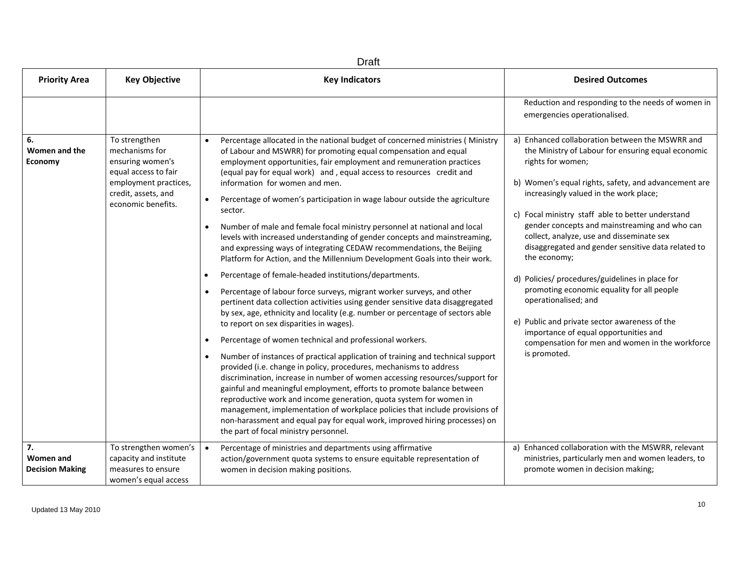Draft

| Priority Area | Key Objective | Key Indicators | Desired Outcomes |
|---|---|---|---|
| | | | Reduction and responding to the needs of women in emergencies operationalised. |
| **6. Women and the Economy** | To strengthen mechanisms for ensuring women's equal access to fair employment practices, credit, assets, and economic benefits. | • Percentage allocated in the national budget of concerned ministries ( Ministry of Labour and MSWRR) for promoting equal compensation and equal employment opportunities, fair employment and remuneration practices (equal pay for equal work) and , equal access to resources credit and information for women and men.<br>• Percentage of women's participation in wage labour outside the agriculture sector.<br>• Number of male and female focal ministry personnel at national and local levels with increased understanding of gender concepts and mainstreaming, and expressing ways of integrating CEDAW recommendations, the Beijing Platform for Action, and the Millennium Development Goals into their work.<br>• Percentage of female-headed institutions/departments.<br>• Percentage of labour force surveys, migrant worker surveys, and other pertinent data collection activities using gender sensitive data disaggregated by sex, age, ethnicity and locality (e.g. number or percentage of sectors able to report on sex disparities in wages).<br>• Percentage of women technical and professional workers.<br>• Number of instances of practical application of training and technical support provided (i.e. change in policy, procedures, mechanisms to address discrimination, increase in number of women accessing resources/support for gainful and meaningful employment, efforts to promote balance between reproductive work and income generation, quota system for women in management, implementation of workplace policies that include provisions of non-harassment and equal pay for equal work, improved hiring processes) on the part of focal ministry personnel. | a) Enhanced collaboration between the MSWRR and the Ministry of Labour for ensuring equal economic rights for women;<br>b) Women's equal rights, safety, and advancement are increasingly valued in the work place;<br>c) Focal ministry staff able to better understand gender concepts and mainstreaming and who can collect, analyze, use and disseminate sex disaggregated and gender sensitive data related to the economy;<br>d) Policies/ procedures/guidelines in place for promoting economic equality for all people operationalised; and<br>e) Public and private sector awareness of the importance of equal opportunities and compensation for men and women in the workforce is promoted. |
| **7. Women and Decision Making** | To strengthen women's capacity and institute measures to ensure women's equal access | • Percentage of ministries and departments using affirmative action/government quota systems to ensure equitable representation of women in decision making positions. | a) Enhanced collaboration with the MSWRR, relevant ministries, particularly men and women leaders, to promote women in decision making; |

Updated 13 May 2010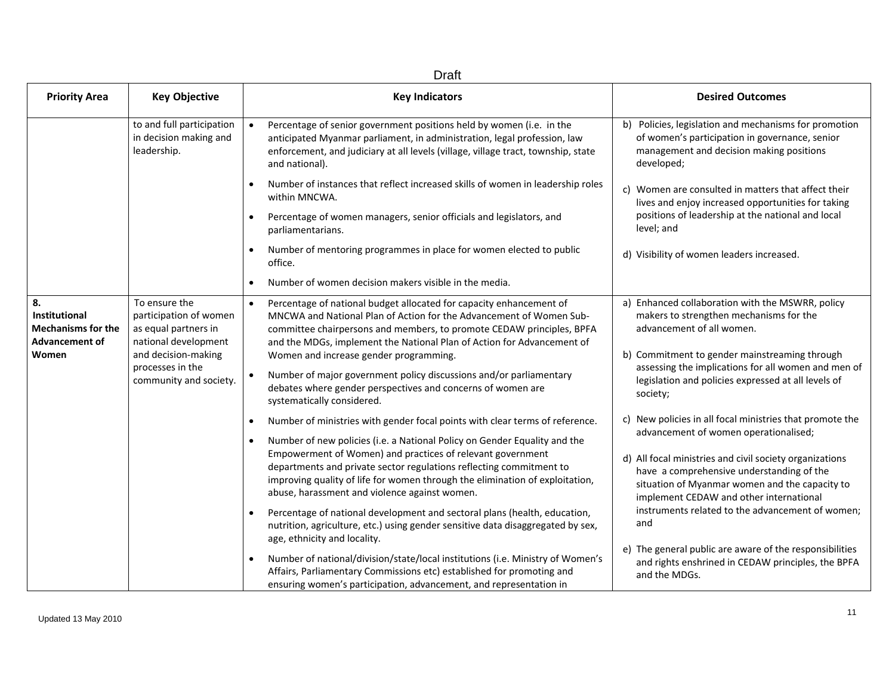| Priority Area | Key Objective | Key Indicators | Desired Outcomes |
|---|---|---|---|
| | to and full participation in decision making and leadership. | • Percentage of senior government positions held by women (i.e. in the anticipated Myanmar parliament, in administration, legal profession, law enforcement, and judiciary at all levels (village, village tract, township, state and national).<br>• Number of instances that reflect increased skills of women in leadership roles within MNCWA.<br>• Percentage of women managers, senior officials and legislators, and parliamentarians.<br>• Number of mentoring programmes in place for women elected to public office.<br>• Number of women decision makers visible in the media. | b) Policies, legislation and mechanisms for promotion of women's participation in governance, senior management and decision making positions developed;<br>c) Women are consulted in matters that affect their lives and enjoy increased opportunities for taking positions of leadership at the national and local level; and<br>d) Visibility of women leaders increased. |
| **8. Institutional Mechanisms for the Advancement of Women** | To ensure the participation of women as equal partners in national development and decision-making processes in the community and society. | • Percentage of national budget allocated for capacity enhancement of MNCWA and National Plan of Action for the Advancement of Women Sub-committee chairpersons and members, to promote CEDAW principles, BPFA and the MDGs, implement the National Plan of Action for Advancement of Women and increase gender programming.<br>• Number of major government policy discussions and/or parliamentary debates where gender perspectives and concerns of women are systematically considered.<br>• Number of ministries with gender focal points with clear terms of reference.<br>• Number of new policies (i.e. a National Policy on Gender Equality and the Empowerment of Women) and practices of relevant government departments and private sector regulations reflecting commitment to improving quality of life for women through the elimination of exploitation, abuse, harassment and violence against women.<br>• Percentage of national development and sectoral plans (health, education, nutrition, agriculture, etc.) using gender sensitive data disaggregated by sex, age, ethnicity and locality.<br>• Number of national/division/state/local institutions (i.e. Ministry of Women's Affairs, Parliamentary Commissions etc) established for promoting and ensuring women's participation, advancement, and representation in | a) Enhanced collaboration with the MSWRR, policy makers to strengthen mechanisms for the advancement of all women.<br>b) Commitment to gender mainstreaming through assessing the implications for all women and men of legislation and policies expressed at all levels of society;<br>c) New policies in all focal ministries that promote the advancement of women operationalised;<br>d) All focal ministries and civil society organizations have a comprehensive understanding of the situation of Myanmar women and the capacity to implement CEDAW and other international instruments related to the advancement of women; and<br>e) The general public are aware of the responsibilities and rights enshrined in CEDAW principles, the BPFA and the MDGs. |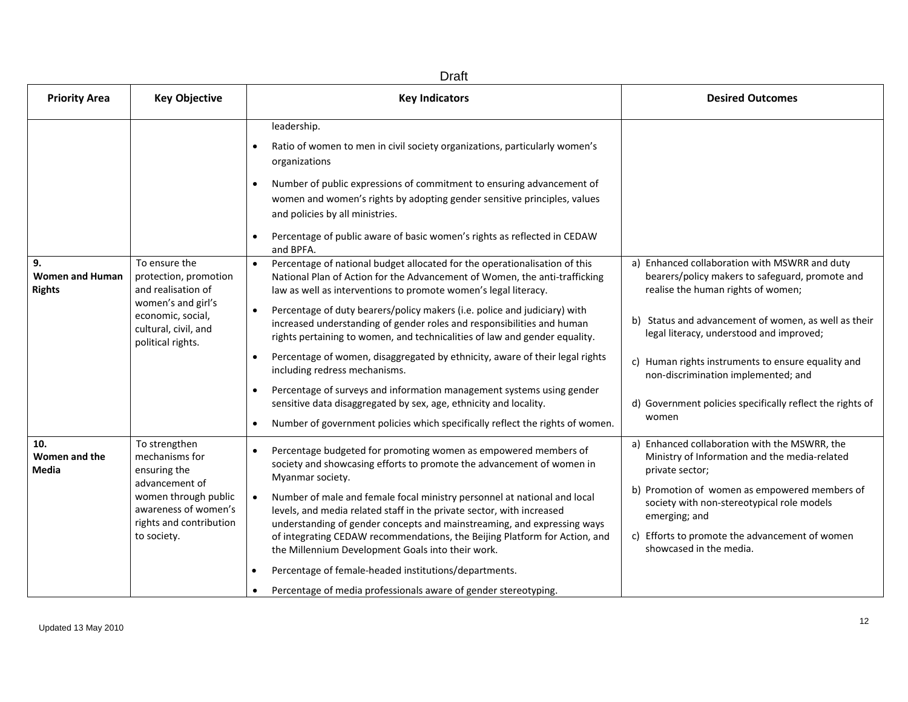Draft

| Priority Area | Key Objective | Key Indicators | Desired Outcomes |
|---|---|---|---|
| | | leadership.<br>• Ratio of women to men in civil society organizations, particularly women's organizations<br>• Number of public expressions of commitment to ensuring advancement of women and women's rights by adopting gender sensitive principles, values and policies by all ministries.<br>• Percentage of public aware of basic women's rights as reflected in CEDAW and BPFA. | |
| **9. Women and Human Rights** | To ensure the protection, promotion and realisation of women's and girl's economic, social, cultural, civil, and political rights. | • Percentage of national budget allocated for the operationalisation of this National Plan of Action for the Advancement of Women, the anti-trafficking law as well as interventions to promote women's legal literacy.<br>• Percentage of duty bearers/policy makers (i.e. police and judiciary) with increased understanding of gender roles and responsibilities and human rights pertaining to women, and technicalities of law and gender equality.<br>• Percentage of women, disaggregated by ethnicity, aware of their legal rights including redress mechanisms.<br>• Percentage of surveys and information management systems using gender sensitive data disaggregated by sex, age, ethnicity and locality.<br>• Number of government policies which specifically reflect the rights of women. | a) Enhanced collaboration with MSWRR and duty bearers/policy makers to safeguard, promote and realise the human rights of women;<br>b) Status and advancement of women, as well as their legal literacy, understood and improved;<br>c) Human rights instruments to ensure equality and non-discrimination implemented; and<br>d) Government policies specifically reflect the rights of women |
| **10. Women and the Media** | To strengthen mechanisms for ensuring the advancement of women through public awareness of women's rights and contribution to society. | • Percentage budgeted for promoting women as empowered members of society and showcasing efforts to promote the advancement of women in Myanmar society.<br>• Number of male and female focal ministry personnel at national and local levels, and media related staff in the private sector, with increased understanding of gender concepts and mainstreaming, and expressing ways of integrating CEDAW recommendations, the Beijing Platform for Action, and the Millennium Development Goals into their work.<br>• Percentage of female-headed institutions/departments.<br>• Percentage of media professionals aware of gender stereotyping. | a) Enhanced collaboration with the MSWRR, the Ministry of Information and the media-related private sector;<br>b) Promotion of women as empowered members of society with non-stereotypical role models emerging; and<br>c) Efforts to promote the advancement of women showcased in the media. |

Updated 13 May 2010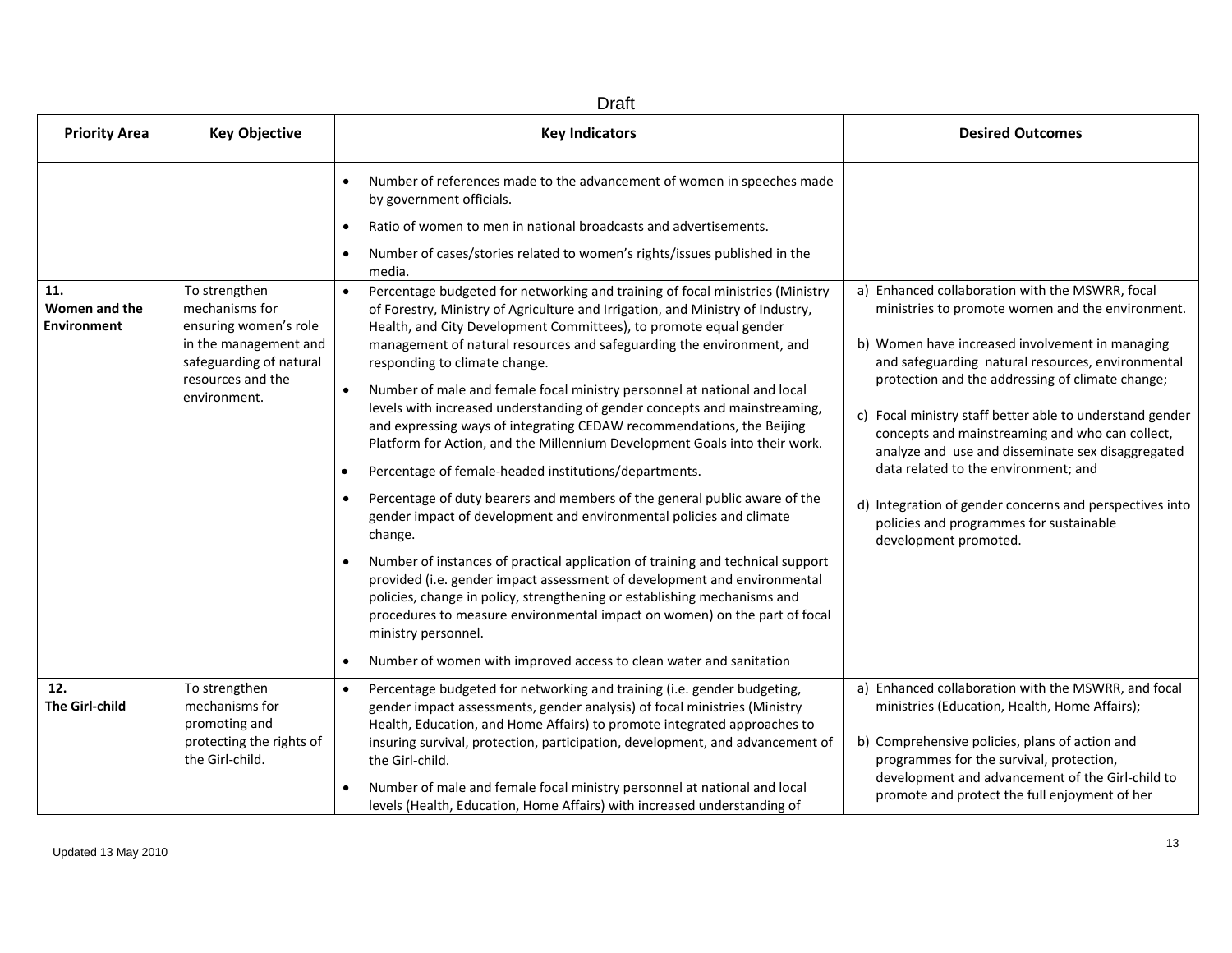| Priority Area | Key Objective | Key Indicators | Desired Outcomes |
|---|---|---|---|
| | | • Number of references made to the advancement of women in speeches made by government officials.<br>• Ratio of women to men in national broadcasts and advertisements.<br>• Number of cases/stories related to women's rights/issues published in the media. | |
| **11. Women and the Environment** | To strengthen mechanisms for ensuring women's role in the management and safeguarding of natural resources and the environment. | • Percentage budgeted for networking and training of focal ministries (Ministry of Forestry, Ministry of Agriculture and Irrigation, and Ministry of Industry, Health, and City Development Committees), to promote equal gender management of natural resources and safeguarding the environment, and responding to climate change.<br>• Number of male and female focal ministry personnel at national and local levels with increased understanding of gender concepts and mainstreaming, and expressing ways of integrating CEDAW recommendations, the Beijing Platform for Action, and the Millennium Development Goals into their work.<br>• Percentage of female-headed institutions/departments.<br>• Percentage of duty bearers and members of the general public aware of the gender impact of development and environmental policies and climate change.<br>• Number of instances of practical application of training and technical support provided (i.e. gender impact assessment of development and environmental policies, change in policy, strengthening or establishing mechanisms and procedures to measure environmental impact on women) on the part of focal ministry personnel.<br>• Number of women with improved access to clean water and sanitation | a) Enhanced collaboration with the MSWRR, focal ministries to promote women and the environment.<br>b) Women have increased involvement in managing and safeguarding natural resources, environmental protection and the addressing of climate change;<br>c) Focal ministry staff better able to understand gender concepts and mainstreaming and who can collect, analyze and use and disseminate sex disaggregated data related to the environment; and<br>d) Integration of gender concerns and perspectives into policies and programmes for sustainable development promoted. |
| **12. The Girl-child** | To strengthen mechanisms for promoting and protecting the rights of the Girl-child. | • Percentage budgeted for networking and training (i.e. gender budgeting, gender impact assessments, gender analysis) of focal ministries (Ministry Health, Education, and Home Affairs) to promote integrated approaches to insuring survival, protection, participation, development, and advancement of the Girl-child.<br>• Number of male and female focal ministry personnel at national and local levels (Health, Education, Home Affairs) with increased understanding of | a) Enhanced collaboration with the MSWRR, and focal ministries (Education, Health, Home Affairs);<br>b) Comprehensive policies, plans of action and programmes for the survival, protection, development and advancement of the Girl-child to promote and protect the full enjoyment of her |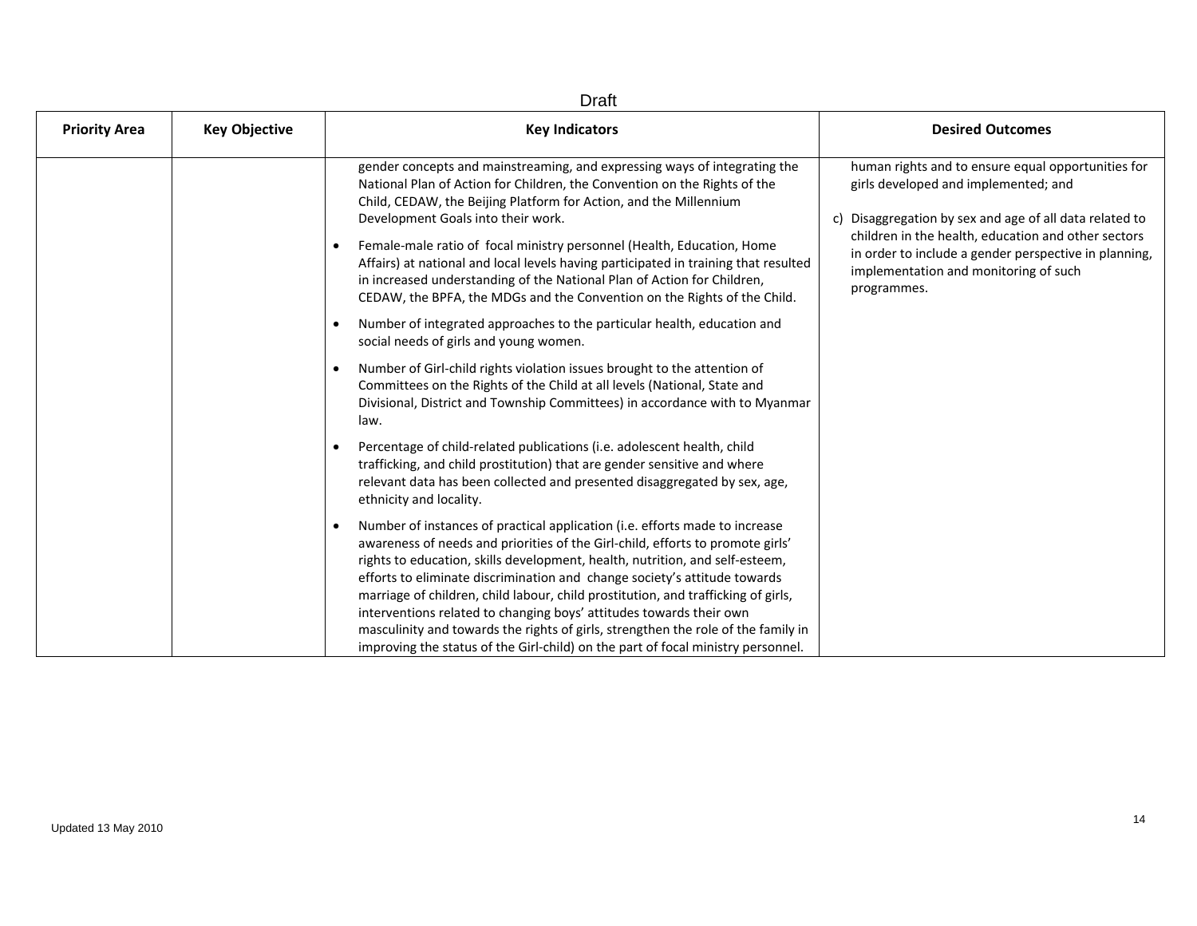| Priority Area | Key Objective | Key Indicators | Desired Outcomes |
|---|---|---|---|
| | | gender concepts and mainstreaming, and expressing ways of integrating the National Plan of Action for Children, the Convention on the Rights of the Child, CEDAW, the Beijing Platform for Action, and the Millennium Development Goals into their work.<br><br>• Female-male ratio of focal ministry personnel (Health, Education, Home Affairs) at national and local levels having participated in training that resulted in increased understanding of the National Plan of Action for Children, CEDAW, the BPFA, the MDGs and the Convention on the Rights of the Child.<br><br>• Number of integrated approaches to the particular health, education and social needs of girls and young women.<br><br>• Number of Girl-child rights violation issues brought to the attention of Committees on the Rights of the Child at all levels (National, State and Divisional, District and Township Committees) in accordance with to Myanmar law.<br><br>• Percentage of child-related publications (i.e. adolescent health, child trafficking, and child prostitution) that are gender sensitive and where relevant data has been collected and presented disaggregated by sex, age, ethnicity and locality.<br><br>• Number of instances of practical application (i.e. efforts made to increase awareness of needs and priorities of the Girl-child, efforts to promote girls' rights to education, skills development, health, nutrition, and self-esteem, efforts to eliminate discrimination and change society's attitude towards marriage of children, child labour, child prostitution, and trafficking of girls, interventions related to changing boys' attitudes towards their own masculinity and towards the rights of girls, strengthen the role of the family in improving the status of the Girl-child) on the part of focal ministry personnel. | human rights and to ensure equal opportunities for girls developed and implemented; and<br><br>c) Disaggregation by sex and age of all data related to children in the health, education and other sectors in order to include a gender perspective in planning, implementation and monitoring of such programmes. |